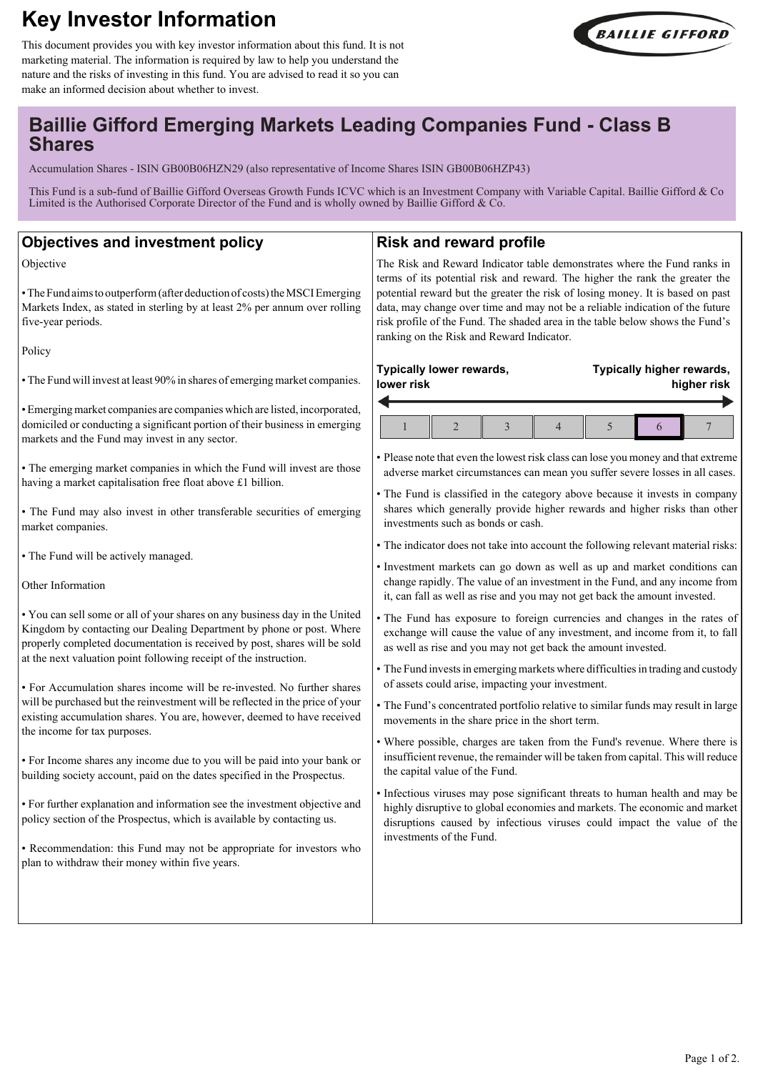# Key Investor Information

This document provides you with key investor information about this fund. It is not marketing material. The information is required by law to help you understand the nature and the risks of investing in this fund. You are advised to read it so you can make an informed decision about whether to invest.

## Baillie Gifford Emerging Markets Leading Companies Fund - Class B Shares

Accumulation Shares - ISIN GB00B06HZN29 (also representative of Income Shares ISIN GB00B06HZP43)

This Fund is a sub-fund of Baillie Gifford Overseas Growth Funds ICVC which is an Investment Company with Variable Capital. Baillie Gifford & Co Limited is the Authorised Corporate Director of the Fund and is wholly owned by Baillie Gifford & Co.

## Objectives and investment policy

Objective

- The Fund aims to outperform (after deduction of costs) the MSCI Emerging Markets Index, as stated in sterling by at least 2% per annum over rolling five-year periods.

Policy

- The Fund will invest at least 90% in shares of emerging market companies.
- Emerging market companies are companies which are listed, incorporated, domiciled or conducting a significant portion of their business in emerging markets and the Fund may invest in any sector.
- The emerging market companies in which the Fund will invest are those having a market capitalisation free float above £1 billion.
- The Fund may also invest in other transferable securities of emerging market companies.
- The Fund will be actively managed.

Other Information

- You can sell some or all of your shares on any business day in the United Kingdom by contacting our Dealing Department by phone or post. Where properly completed documentation is received by post, shares will be sold at the next valuation point following receipt of the instruction.
- For Accumulation shares income will be re-invested. No further shares will be purchased but the reinvestment will be reflected in the price of your existing accumulation shares. You are, however, deemed to have received the income for tax purposes.
- For Income shares any income due to you will be paid into your bank or building society account, paid on the dates specified in the Prospectus.
- For further explanation and information see the investment objective and policy section of the Prospectus, which is available by contacting us.
- Recommendation: this Fund may not be appropriate for investors who plan to withdraw their money within five years.

## Risk and reward profile

The Risk and Reward Indicator table demonstrates where the Fund ranks in terms of its potential risk and reward. The higher the rank the greater the potential reward but the greater the risk of losing money. It is based on past data, may change over time and may not be a reliable indication of the future risk profile of the Fund. The shaded area in the table below shows the Fund's ranking on the Risk and Reward Indicator.

**Typically lower rewards, lower risk** ← → **Typically higher rewards, higher risk**

| 1 | 2 | 3 | 4 | 5 | **6** | 7 |
|---|---|---|---|---|---|---|

- Please note that even the lowest risk class can lose you money and that extreme adverse market circumstances can mean you suffer severe losses in all cases.
- The Fund is classified in the category above because it invests in company shares which generally provide higher rewards and higher risks than other investments such as bonds or cash.
- The indicator does not take into account the following relevant material risks:
- Investment markets can go down as well as up and market conditions can change rapidly. The value of an investment in the Fund, and any income from it, can fall as well as rise and you may not get back the amount invested.
- The Fund has exposure to foreign currencies and changes in the rates of exchange will cause the value of any investment, and income from it, to fall as well as rise and you may not get back the amount invested.
- The Fund invests in emerging markets where difficulties in trading and custody of assets could arise, impacting your investment.
- The Fund's concentrated portfolio relative to similar funds may result in large movements in the share price in the short term.
- Where possible, charges are taken from the Fund's revenue. Where there is insufficient revenue, the remainder will be taken from capital. This will reduce the capital value of the Fund.
- Infectious viruses may pose significant threats to human health and may be highly disruptive to global economies and markets. The economic and market disruptions caused by infectious viruses could impact the value of the investments of the Fund.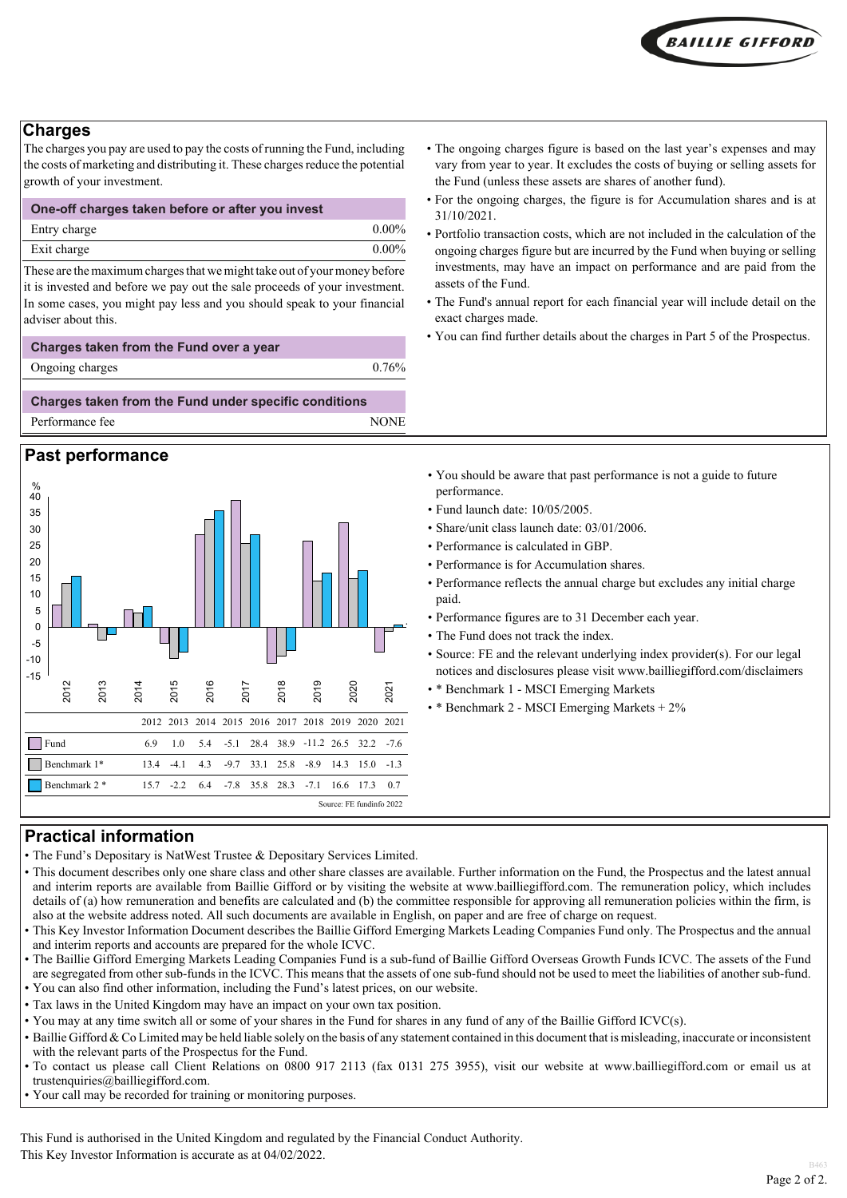## Charges

The charges you pay are used to pay the costs of running the Fund, including the costs of marketing and distributing it. These charges reduce the potential growth of your investment.

| One-off charges taken before or after you invest | |
|---|---|
| Entry charge | 0.00% |
| Exit charge | 0.00% |

These are the maximum charges that we might take out of your money before it is invested and before we pay out the sale proceeds of your investment. In some cases, you might pay less and you should speak to your financial adviser about this.

| Charges taken from the Fund over a year | |
|---|---|
| Ongoing charges | 0.76% |

| Charges taken from the Fund under specific conditions | |
|---|---|
| Performance fee | NONE |

- The ongoing charges figure is based on the last year's expenses and may vary from year to year. It excludes the costs of buying or selling assets for the Fund (unless these assets are shares of another fund).
- For the ongoing charges, the figure is for Accumulation shares and is at 31/10/2021.
- Portfolio transaction costs, which are not included in the calculation of the ongoing charges figure but are incurred by the Fund when buying or selling investments, may have an impact on performance and are paid from the assets of the Fund.
- The Fund's annual report for each financial year will include detail on the exact charges made.
- You can find further details about the charges in Part 5 of the Prospectus.

## Past performance

%
40
35
30
25
20
15
10
5
0
-5
-10
-15

2012 2013 2014 2015 2016 2017 2018 2019 2020 2021

| | 2012 | 2013 | 2014 | 2015 | 2016 | 2017 | 2018 | 2019 | 2020 | 2021 |
|---|---|---|---|---|---|---|---|---|---|---|
| Fund | 6.9 | 1.0 | 5.4 | -5.1 | 28.4 | 38.9 | -11.2 | 26.5 | 32.2 | -7.6 |
| Benchmark 1* | 13.4 | -4.1 | 4.3 | -9.7 | 33.1 | 25.8 | -8.9 | 14.3 | 15.0 | -1.3 |
| Benchmark 2 * | 15.7 | -2.2 | 6.4 | -7.8 | 35.8 | 28.3 | -7.1 | 16.6 | 17.3 | 0.7 |

Source: FE fundinfo 2022

- You should be aware that past performance is not a guide to future performance.
- Fund launch date: 10/05/2005.
- Share/unit class launch date: 03/01/2006.
- Performance is calculated in GBP.
- Performance is for Accumulation shares.
- Performance reflects the annual charge but excludes any initial charge paid.
- Performance figures are to 31 December each year.
- The Fund does not track the index.
- Source: FE and the relevant underlying index provider(s). For our legal notices and disclosures please visit www.bailliegifford.com/disclaimers
- * Benchmark 1 - MSCI Emerging Markets
- * Benchmark 2 - MSCI Emerging Markets + 2%

## Practical information

- The Fund's Depositary is NatWest Trustee & Depositary Services Limited.
- This document describes only one share class and other share classes are available. Further information on the Fund, the Prospectus and the latest annual and interim reports are available from Baillie Gifford or by visiting the website at www.bailliegifford.com. The remuneration policy, which includes details of (a) how remuneration and benefits are calculated and (b) the committee responsible for approving all remuneration policies within the firm, is also at the website address noted. All such documents are available in English, on paper and are free of charge on request.
- This Key Investor Information Document describes the Baillie Gifford Emerging Markets Leading Companies Fund only. The Prospectus and the annual and interim reports and accounts are prepared for the whole ICVC.
- The Baillie Gifford Emerging Markets Leading Companies Fund is a sub-fund of Baillie Gifford Overseas Growth Funds ICVC. The assets of the Fund are segregated from other sub-funds in the ICVC. This means that the assets of one sub-fund should not be used to meet the liabilities of another sub-fund.
- You can also find other information, including the Fund's latest prices, on our website.
- Tax laws in the United Kingdom may have an impact on your own tax position.
- You may at any time switch all or some of your shares in the Fund for shares in any fund of any of the Baillie Gifford ICVC(s).
- Baillie Gifford & Co Limited may be held liable solely on the basis of any statement contained in this document that is misleading, inaccurate or inconsistent with the relevant parts of the Prospectus for the Fund.
- To contact us please call Client Relations on 0800 917 2113 (fax 0131 275 3955), visit our website at www.bailliegifford.com or email us at trustenquiries@bailliegifford.com.
- Your call may be recorded for training or monitoring purposes.

This Fund is authorised in the United Kingdom and regulated by the Financial Conduct Authority.
This Key Investor Information is accurate as at 04/02/2022.